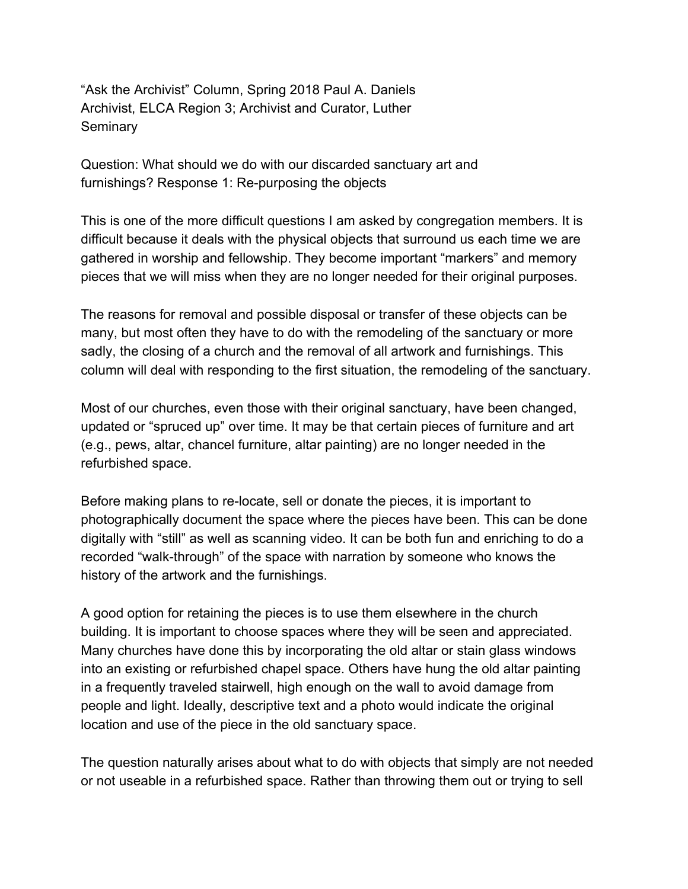"Ask the Archivist" Column, Spring 2018 Paul A. Daniels
Archivist, ELCA Region 3; Archivist and Curator, Luther Seminary

Question: What should we do with our discarded sanctuary art and furnishings? Response 1: Re-purposing the objects

This is one of the more difficult questions I am asked by congregation members. It is difficult because it deals with the physical objects that surround us each time we are gathered in worship and fellowship. They become important "markers" and memory pieces that we will miss when they are no longer needed for their original purposes.

The reasons for removal and possible disposal or transfer of these objects can be many, but most often they have to do with the remodeling of the sanctuary or more sadly, the closing of a church and the removal of all artwork and furnishings. This column will deal with responding to the first situation, the remodeling of the sanctuary.

Most of our churches, even those with their original sanctuary, have been changed, updated or "spruced up" over time. It may be that certain pieces of furniture and art (e.g., pews, altar, chancel furniture, altar painting) are no longer needed in the refurbished space.

Before making plans to re-locate, sell or donate the pieces, it is important to photographically document the space where the pieces have been. This can be done digitally with "still" as well as scanning video. It can be both fun and enriching to do a recorded "walk-through" of the space with narration by someone who knows the history of the artwork and the furnishings.

A good option for retaining the pieces is to use them elsewhere in the church building. It is important to choose spaces where they will be seen and appreciated. Many churches have done this by incorporating the old altar or stain glass windows into an existing or refurbished chapel space. Others have hung the old altar painting in a frequently traveled stairwell, high enough on the wall to avoid damage from people and light. Ideally, descriptive text and a photo would indicate the original location and use of the piece in the old sanctuary space.

The question naturally arises about what to do with objects that simply are not needed or not useable in a refurbished space. Rather than throwing them out or trying to sell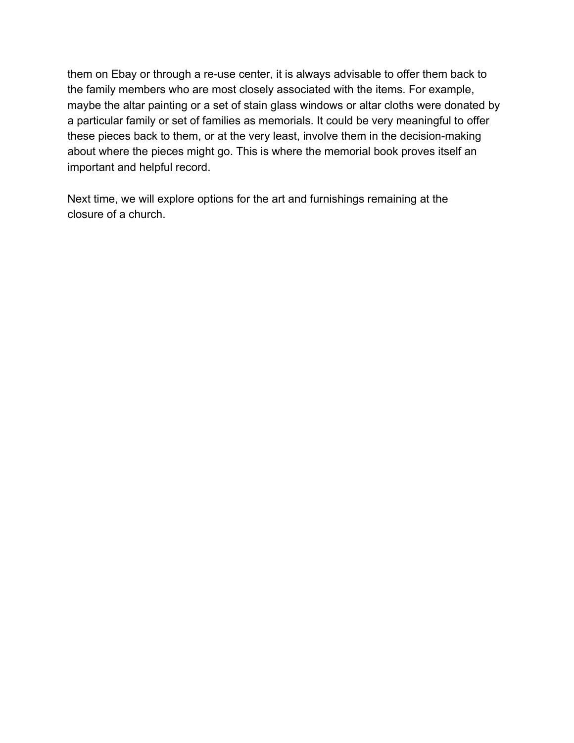them on Ebay or through a re-use center, it is always advisable to offer them back to the family members who are most closely associated with the items. For example, maybe the altar painting or a set of stain glass windows or altar cloths were donated by a particular family or set of families as memorials. It could be very meaningful to offer these pieces back to them, or at the very least, involve them in the decision-making about where the pieces might go. This is where the memorial book proves itself an important and helpful record.

Next time, we will explore options for the art and furnishings remaining at the closure of a church.